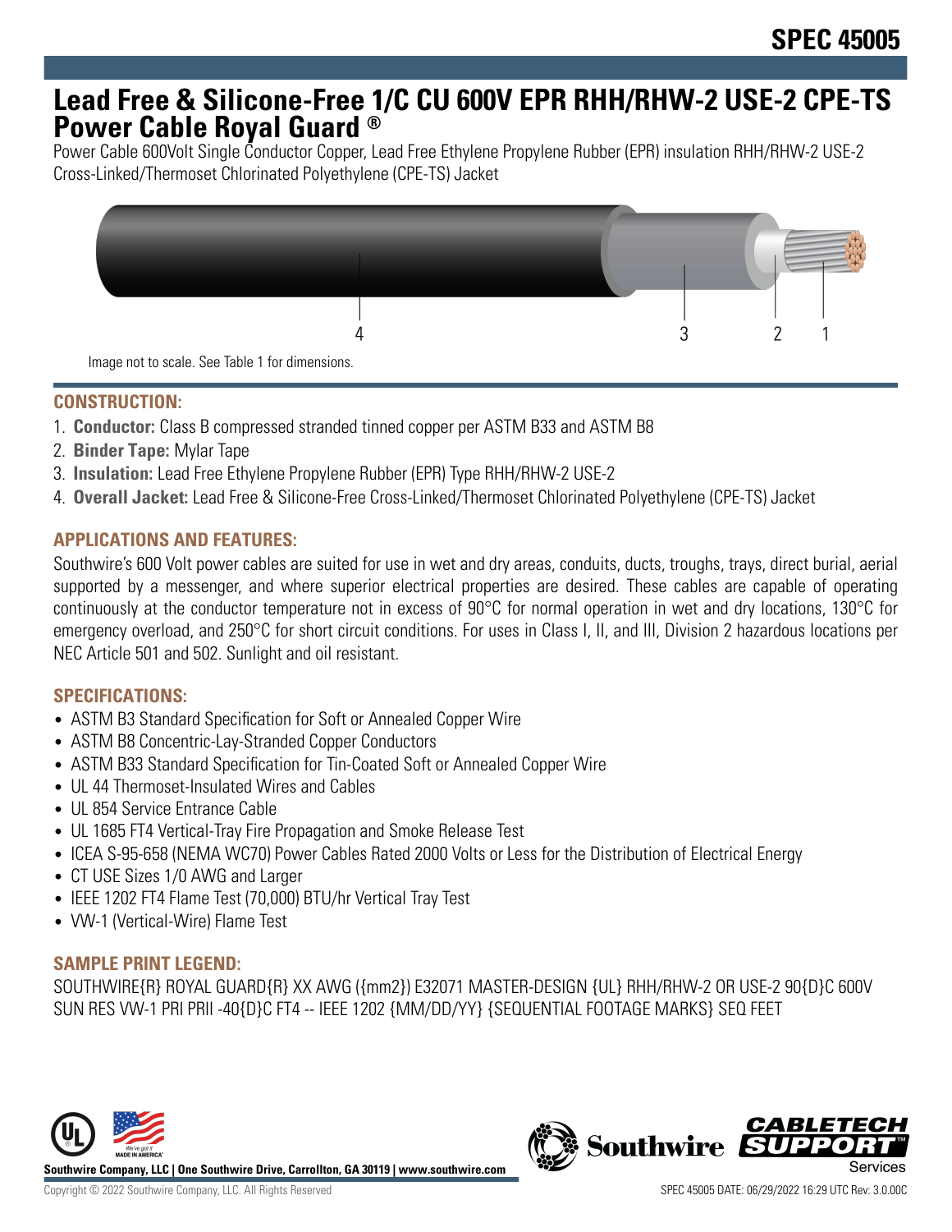# SPEC 45005

# Lead Free & Silicone-Free 1/C CU 600V EPR RHH/RHW-2 USE-2 CPE-TS Power Cable Royal Guard ®

Power Cable 600Volt Single Conductor Copper, Lead Free Ethylene Propylene Rubber (EPR) insulation RHH/RHW-2 USE-2 Cross-Linked/Thermoset Chlorinated Polyethylene (CPE-TS) Jacket

Image not to scale. See Table 1 for dimensions.

## CONSTRUCTION:

1. **Conductor:** Class B compressed stranded tinned copper per ASTM B33 and ASTM B8
2. **Binder Tape:** Mylar Tape
3. **Insulation:** Lead Free Ethylene Propylene Rubber (EPR) Type RHH/RHW-2 USE-2
4. **Overall Jacket:** Lead Free & Silicone-Free Cross-Linked/Thermoset Chlorinated Polyethylene (CPE-TS) Jacket

## APPLICATIONS AND FEATURES:

Southwire's 600 Volt power cables are suited for use in wet and dry areas, conduits, ducts, troughs, trays, direct burial, aerial supported by a messenger, and where superior electrical properties are desired. These cables are capable of operating continuously at the conductor temperature not in excess of 90°C for normal operation in wet and dry locations, 130°C for emergency overload, and 250°C for short circuit conditions. For uses in Class I, II, and III, Division 2 hazardous locations per NEC Article 501 and 502. Sunlight and oil resistant.

## SPECIFICATIONS:

- ASTM B3 Standard Specification for Soft or Annealed Copper Wire
- ASTM B8 Concentric-Lay-Stranded Copper Conductors
- ASTM B33 Standard Specification for Tin-Coated Soft or Annealed Copper Wire
- UL 44 Thermoset-Insulated Wires and Cables
- UL 854 Service Entrance Cable
- UL 1685 FT4 Vertical-Tray Fire Propagation and Smoke Release Test
- ICEA S-95-658 (NEMA WC70) Power Cables Rated 2000 Volts or Less for the Distribution of Electrical Energy
- CT USE Sizes 1/0 AWG and Larger
- IEEE 1202 FT4 Flame Test (70,000) BTU/hr Vertical Tray Test
- VW-1 (Vertical-Wire) Flame Test

## SAMPLE PRINT LEGEND:

SOUTHWIRE{R} ROYAL GUARD{R} XX AWG ({mm2}) E32071 MASTER-DESIGN {UL} RHH/RHW-2 OR USE-2 90{D}C 600V SUN RES VW-1 PRI PRII -40{D}C FT4 -- IEEE 1202 {MM/DD/YY} {SEQUENTIAL FOOTAGE MARKS} SEQ FEET

Southwire Company, LLC | One Southwire Drive, Carrollton, GA 30119 | www.southwire.com

Copyright © 2022 Southwire Company, LLC. All Rights Reserved

SPEC 45005 DATE: 06/29/2022 16:29 UTC Rev: 3.0.00C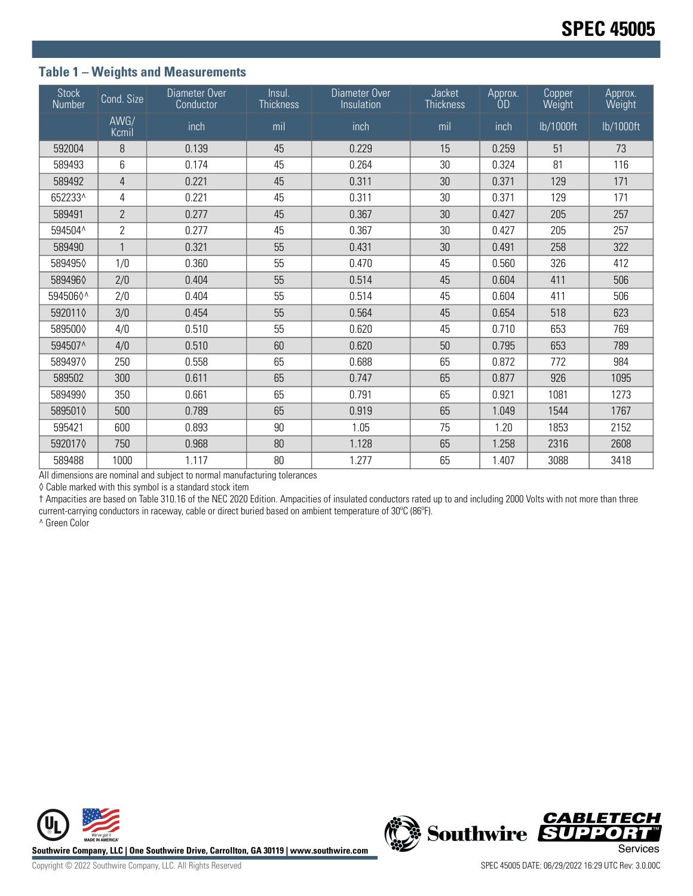### Table 1 – Weights and Measurements

| Stock Number | Cond. Size | Diameter Over Conductor | Insul. Thickness | Diameter Over Insulation | Jacket Thickness | Approx. OD | Copper Weight | Approx. Weight |
|---|---|---|---|---|---|---|---|---|
| | AWG/ Kcmil | inch | mil | inch | mil | inch | lb/1000ft | lb/1000ft |
| 592004 | 8 | 0.139 | 45 | 0.229 | 15 | 0.259 | 51 | 73 |
| 589493 | 6 | 0.174 | 45 | 0.264 | 30 | 0.324 | 81 | 116 |
| 589492 | 4 | 0.221 | 45 | 0.311 | 30 | 0.371 | 129 | 171 |
| 652233^ | 4 | 0.221 | 45 | 0.311 | 30 | 0.371 | 129 | 171 |
| 589491 | 2 | 0.277 | 45 | 0.367 | 30 | 0.427 | 205 | 257 |
| 594504^ | 2 | 0.277 | 45 | 0.367 | 30 | 0.427 | 205 | 257 |
| 589490 | 1 | 0.321 | 55 | 0.431 | 30 | 0.491 | 258 | 322 |
| 589495◊ | 1/0 | 0.360 | 55 | 0.470 | 45 | 0.560 | 326 | 412 |
| 589496◊ | 2/0 | 0.404 | 55 | 0.514 | 45 | 0.604 | 411 | 506 |
| 594506◊^ | 2/0 | 0.404 | 55 | 0.514 | 45 | 0.604 | 411 | 506 |
| 592011◊ | 3/0 | 0.454 | 55 | 0.564 | 45 | 0.654 | 518 | 623 |
| 589500◊ | 4/0 | 0.510 | 55 | 0.620 | 45 | 0.710 | 653 | 769 |
| 594507^ | 4/0 | 0.510 | 60 | 0.620 | 50 | 0.795 | 653 | 789 |
| 589497◊ | 250 | 0.558 | 65 | 0.688 | 65 | 0.872 | 772 | 984 |
| 589502 | 300 | 0.611 | 65 | 0.747 | 65 | 0.877 | 926 | 1095 |
| 589499◊ | 350 | 0.661 | 65 | 0.791 | 65 | 0.921 | 1081 | 1273 |
| 589501◊ | 500 | 0.789 | 65 | 0.919 | 65 | 1.049 | 1544 | 1767 |
| 595421 | 600 | 0.893 | 90 | 1.05 | 75 | 1.20 | 1853 | 2152 |
| 592017◊ | 750 | 0.968 | 80 | 1.128 | 65 | 1.258 | 2316 | 2608 |
| 589488 | 1000 | 1.117 | 80 | 1.277 | 65 | 1.407 | 3088 | 3418 |

All dimensions are nominal and subject to normal manufacturing tolerances

◊ Cable marked with this symbol is a standard stock item

† Ampacities are based on Table 310.16 of the NEC 2020 Edition. Ampacities of insulated conductors rated up to and including 2000 Volts with not more than three current-carrying conductors in raceway, cable or direct buried based on ambient temperature of 30ºC (86ºF).

^ Green Color

Southwire Company, LLC | One Southwire Drive, Carrollton, GA 30119 | www.southwire.com

Copyright © 2022 Southwire Company, LLC. All Rights Reserved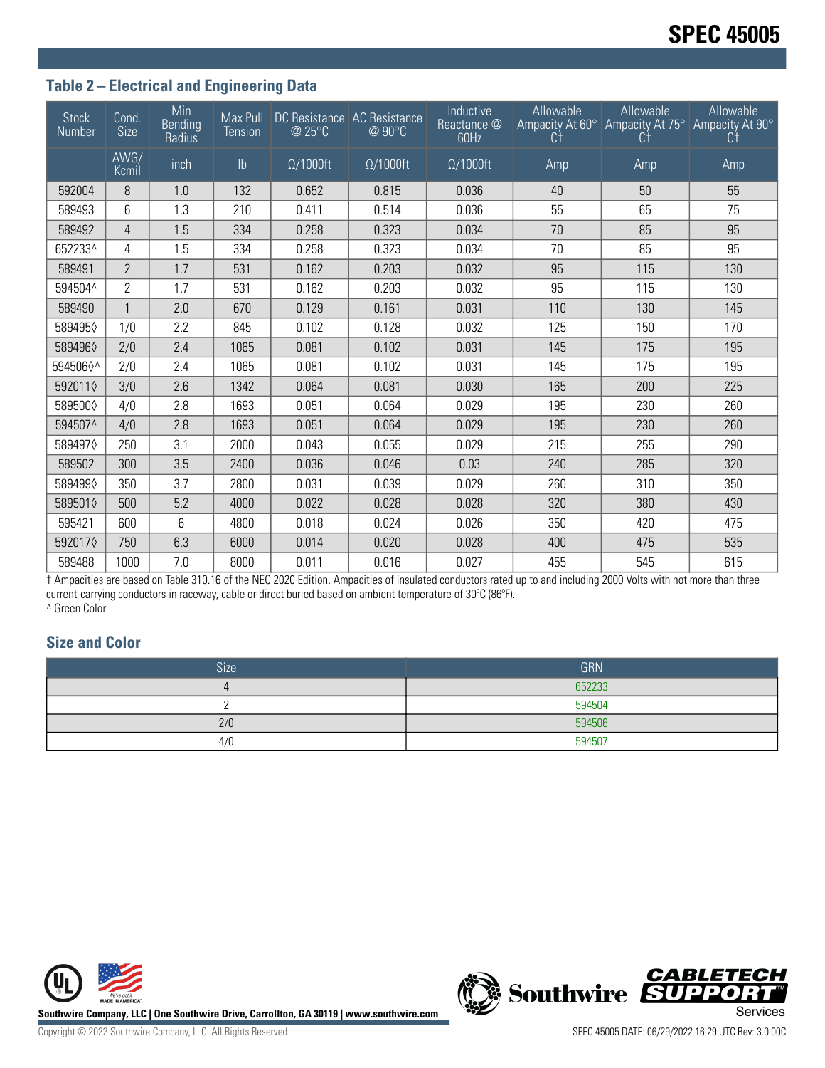# SPEC 45005

### Table 2 – Electrical and Engineering Data

| Stock Number | Cond. Size | Min Bending Radius | Max Pull Tension | DC Resistance @ 25°C | AC Resistance @ 90°C | Inductive Reactance @ 60Hz | Allowable Ampacity At 60° C† | Allowable Ampacity At 75° C† | Allowable Ampacity At 90° C† |
|---|---|---|---|---|---|---|---|---|---|
| | AWG/ Kcmil | inch | lb | Ω/1000ft | Ω/1000ft | Ω/1000ft | Amp | Amp | Amp |
| 592004 | 8 | 1.0 | 132 | 0.652 | 0.815 | 0.036 | 40 | 50 | 55 |
| 589493 | 6 | 1.3 | 210 | 0.411 | 0.514 | 0.036 | 55 | 65 | 75 |
| 589492 | 4 | 1.5 | 334 | 0.258 | 0.323 | 0.034 | 70 | 85 | 95 |
| 652233^ | 4 | 1.5 | 334 | 0.258 | 0.323 | 0.034 | 70 | 85 | 95 |
| 589491 | 2 | 1.7 | 531 | 0.162 | 0.203 | 0.032 | 95 | 115 | 130 |
| 594504^ | 2 | 1.7 | 531 | 0.162 | 0.203 | 0.032 | 95 | 115 | 130 |
| 589490 | 1 | 2.0 | 670 | 0.129 | 0.161 | 0.031 | 110 | 130 | 145 |
| 589495◊ | 1/0 | 2.2 | 845 | 0.102 | 0.128 | 0.032 | 125 | 150 | 170 |
| 589496◊ | 2/0 | 2.4 | 1065 | 0.081 | 0.102 | 0.031 | 145 | 175 | 195 |
| 594506◊^ | 2/0 | 2.4 | 1065 | 0.081 | 0.102 | 0.031 | 145 | 175 | 195 |
| 592011◊ | 3/0 | 2.6 | 1342 | 0.064 | 0.081 | 0.030 | 165 | 200 | 225 |
| 589500◊ | 4/0 | 2.8 | 1693 | 0.051 | 0.064 | 0.029 | 195 | 230 | 260 |
| 594507^ | 4/0 | 2.8 | 1693 | 0.051 | 0.064 | 0.029 | 195 | 230 | 260 |
| 589497◊ | 250 | 3.1 | 2000 | 0.043 | 0.055 | 0.029 | 215 | 255 | 290 |
| 589502 | 300 | 3.5 | 2400 | 0.036 | 0.046 | 0.03 | 240 | 285 | 320 |
| 589499◊ | 350 | 3.7 | 2800 | 0.031 | 0.039 | 0.029 | 260 | 310 | 350 |
| 589501◊ | 500 | 5.2 | 4000 | 0.022 | 0.028 | 0.028 | 320 | 380 | 430 |
| 595421 | 600 | 6 | 4800 | 0.018 | 0.024 | 0.026 | 350 | 420 | 475 |
| 592017◊ | 750 | 6.3 | 6000 | 0.014 | 0.020 | 0.028 | 400 | 475 | 535 |
| 589488 | 1000 | 7.0 | 8000 | 0.011 | 0.016 | 0.027 | 455 | 545 | 615 |

† Ampacities are based on Table 310.16 of the NEC 2020 Edition. Ampacities of insulated conductors rated up to and including 2000 Volts with not more than three current-carrying conductors in raceway, cable or direct buried based on ambient temperature of 30ºC (86ºF).
^ Green Color

### Size and Color

| Size | GRN |
|---|---|
| 4 | 652233 |
| 2 | 594504 |
| 2/0 | 594506 |
| 4/0 | 594507 |

Southwire Company, LLC | One Southwire Drive, Carrollton, GA 30119 | www.southwire.com

Copyright © 2022 Southwire Company, LLC. All Rights Reserved

SPEC 45005 DATE: 06/29/2022 16:29 UTC Rev: 3.0.00C